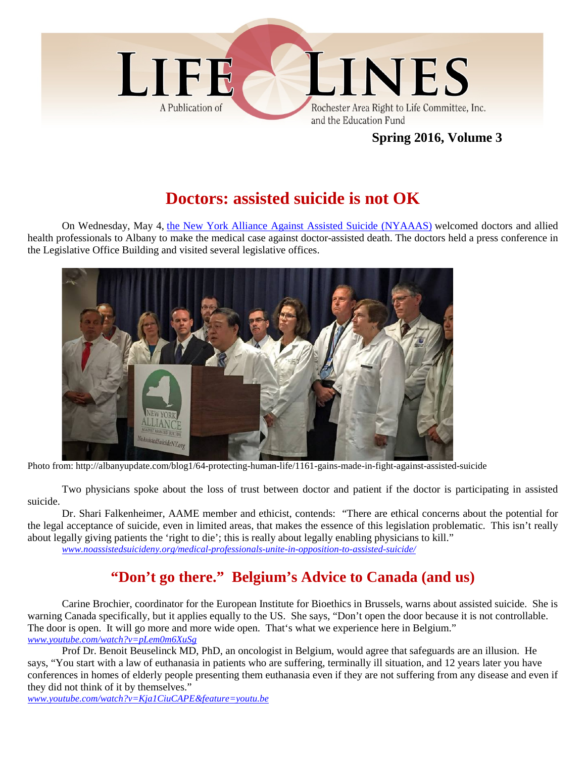# LIFE LINES

A Publication of Rochester Area Right to Life Committee, Inc. and the Education Fund

**Spring 2016, Volume 3**

## Doctors: assisted suicide is not OK

On Wednesday, May 4, the New York Alliance Against Assisted Suicide (NYAAAS) welcomed doctors and allied health professionals to Albany to make the medical case against doctor-assisted death. The doctors held a press conference in the Legislative Office Building and visited several legislative offices.

Photo from: http://albanyupdate.com/blog1/64-protecting-human-life/1161-gains-made-in-fight-against-assisted-suicide

Two physicians spoke about the loss of trust between doctor and patient if the doctor is participating in assisted suicide.

Dr. Shari Falkenheimer, AAME member and ethicist, contends: "There are ethical concerns about the potential for the legal acceptance of suicide, even in limited areas, that makes the essence of this legislation problematic. This isn't really about legally giving patients the 'right to die'; this is really about legally enabling physicians to kill."

*www.noassistedsuicideny.org/medical-professionals-unite-in-opposition-to-assisted-suicide/*

## "Don't go there." Belgium's Advice to Canada (and us)

Carine Brochier, coordinator for the European Institute for Bioethics in Brussels, warns about assisted suicide. She is warning Canada specifically, but it applies equally to the US. She says, "Don't open the door because it is not controllable. The door is open. It will go more and more wide open. That's what we experience here in Belgium."

*www.youtube.com/watch?v=pLem0m6XuSg*

Prof Dr. Benoit Beuselinck MD, PhD, an oncologist in Belgium, would agree that safeguards are an illusion. He says, "You start with a law of euthanasia in patients who are suffering, terminally ill situation, and 12 years later you have conferences in homes of elderly people presenting them euthanasia even if they are not suffering from any disease and even if they did not think of it by themselves."

*www.youtube.com/watch?v=Kja1CiuCAPE&feature=youtu.be*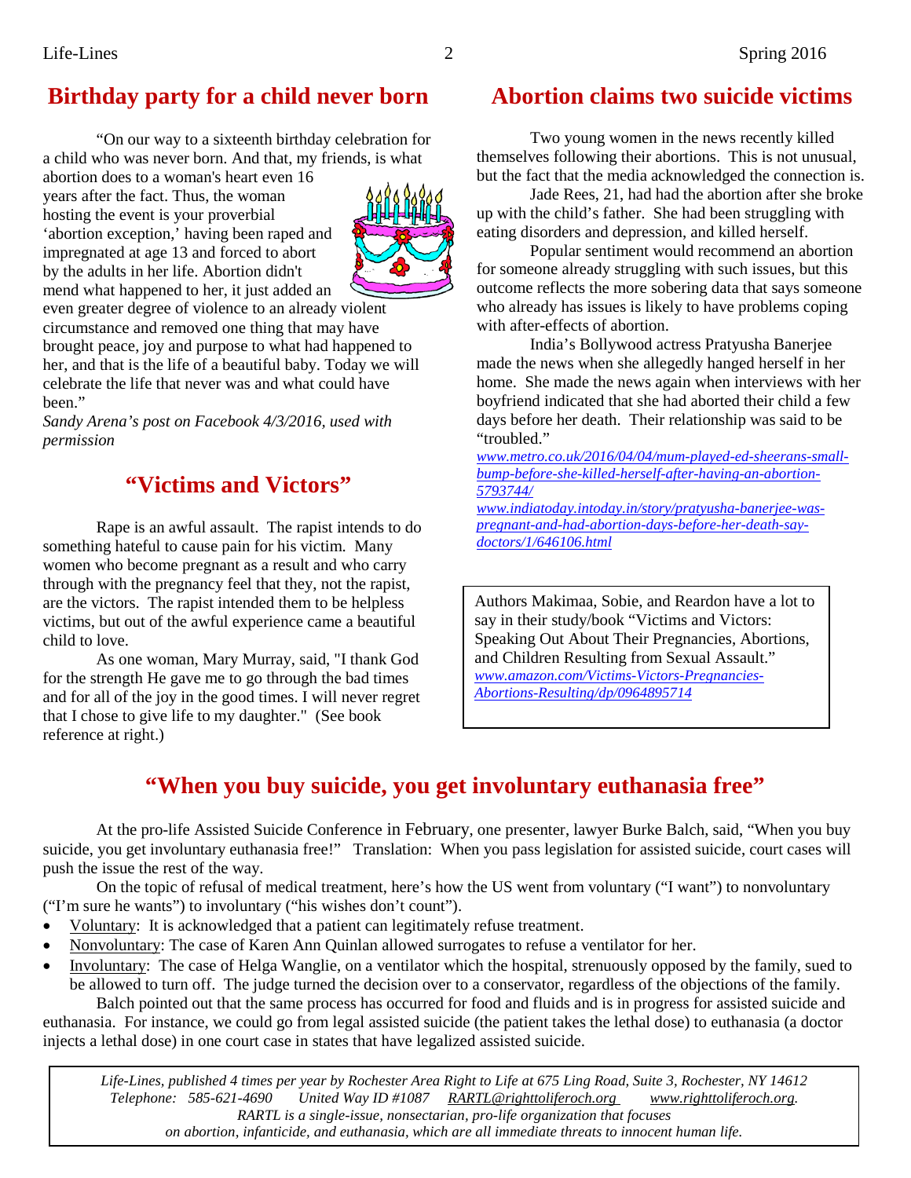## Birthday party for a child never born

"On our way to a sixteenth birthday celebration for a child who was never born. And that, my friends, is what abortion does to a woman's heart even 16 years after the fact. Thus, the woman hosting the event is your proverbial 'abortion exception,' having been raped and impregnated at age 13 and forced to abort by the adults in her life. Abortion didn't mend what happened to her, it just added an even greater degree of violence to an already violent circumstance and removed one thing that may have brought peace, joy and purpose to what had happened to her, and that is the life of a beautiful baby. Today we will celebrate the life that never was and what could have been."

*Sandy Arena's post on Facebook 4/3/2016, used with permission*

## "Victims and Victors"

Rape is an awful assault. The rapist intends to do something hateful to cause pain for his victim. Many women who become pregnant as a result and who carry through with the pregnancy feel that they, not the rapist, are the victors. The rapist intended them to be helpless victims, but out of the awful experience came a beautiful child to love.

As one woman, Mary Murray, said, "I thank God for the strength He gave me to go through the bad times and for all of the joy in the good times. I will never regret that I chose to give life to my daughter." (See book reference at right.)

## Abortion claims two suicide victims

Two young women in the news recently killed themselves following their abortions. This is not unusual, but the fact that the media acknowledged the connection is.

Jade Rees, 21, had had the abortion after she broke up with the child's father. She had been struggling with eating disorders and depression, and killed herself.

Popular sentiment would recommend an abortion for someone already struggling with such issues, but this outcome reflects the more sobering data that says someone who already has issues is likely to have problems coping with after-effects of abortion.

India's Bollywood actress Pratyusha Banerjee made the news when she allegedly hanged herself in her home. She made the news again when interviews with her boyfriend indicated that she had aborted their child a few days before her death. Their relationship was said to be "troubled."

*www.metro.co.uk/2016/04/04/mum-played-ed-sheerans-small-bump-before-she-killed-herself-after-having-an-abortion-5793744/*

*www.indiatoday.intoday.in/story/pratyusha-banerjee-was-pregnant-and-had-abortion-days-before-her-death-say-doctors/1/646106.html*

> Authors Makimaa, Sobie, and Reardon have a lot to say in their study/book "Victims and Victors: Speaking Out About Their Pregnancies, Abortions, and Children Resulting from Sexual Assault."
> *www.amazon.com/Victims-Victors-Pregnancies-Abortions-Resulting/dp/0964895714*

## "When you buy suicide, you get involuntary euthanasia free"

At the pro-life Assisted Suicide Conference in February, one presenter, lawyer Burke Balch, said, "When you buy suicide, you get involuntary euthanasia free!" Translation: When you pass legislation for assisted suicide, court cases will push the issue the rest of the way.

On the topic of refusal of medical treatment, here's how the US went from voluntary ("I want") to nonvoluntary ("I'm sure he wants") to involuntary ("his wishes don't count").

- Voluntary: It is acknowledged that a patient can legitimately refuse treatment.
- Nonvoluntary: The case of Karen Ann Quinlan allowed surrogates to refuse a ventilator for her.
- Involuntary: The case of Helga Wanglie, on a ventilator which the hospital, strenuously opposed by the family, sued to be allowed to turn off. The judge turned the decision over to a conservator, regardless of the objections of the family.

Balch pointed out that the same process has occurred for food and fluids and is in progress for assisted suicide and euthanasia. For instance, we could go from legal assisted suicide (the patient takes the lethal dose) to euthanasia (a doctor injects a lethal dose) in one court case in states that have legalized assisted suicide.

> *Life-Lines, published 4 times per year by Rochester Area Right to Life at 675 Ling Road, Suite 3, Rochester, NY 14612*
> *Telephone: 585-621-4690 United Way ID #1087 RARTL@righttoliferoch.org www.righttoliferoch.org.*
> *RARTL is a single-issue, nonsectarian, pro-life organization that focuses on abortion, infanticide, and euthanasia, which are all immediate threats to innocent human life.*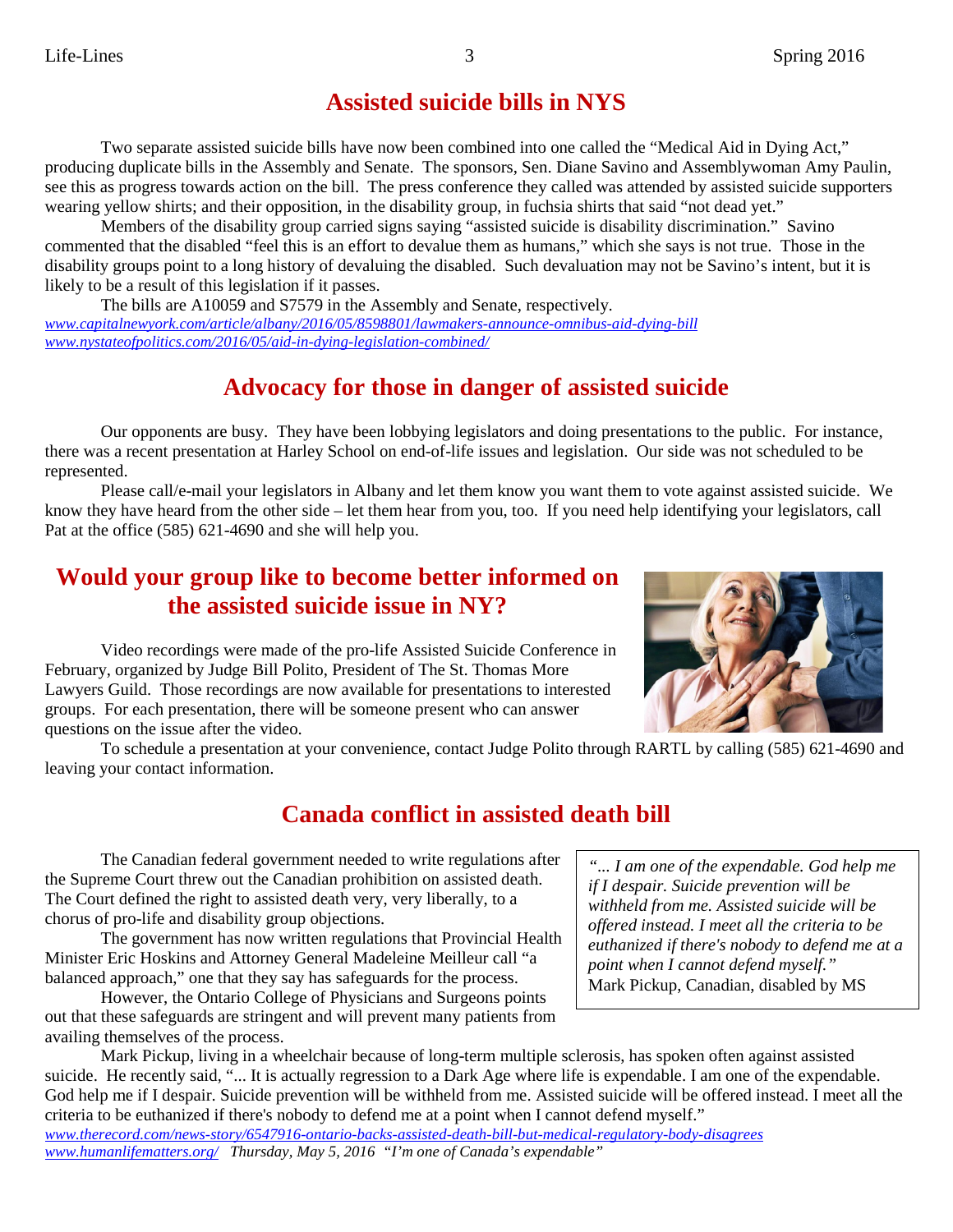## Assisted suicide bills in NYS

Two separate assisted suicide bills have now been combined into one called the "Medical Aid in Dying Act," producing duplicate bills in the Assembly and Senate. The sponsors, Sen. Diane Savino and Assemblywoman Amy Paulin, see this as progress towards action on the bill. The press conference they called was attended by assisted suicide supporters wearing yellow shirts; and their opposition, in the disability group, in fuchsia shirts that said "not dead yet."

Members of the disability group carried signs saying "assisted suicide is disability discrimination." Savino commented that the disabled "feel this is an effort to devalue them as humans," which she says is not true. Those in the disability groups point to a long history of devaluing the disabled. Such devaluation may not be Savino's intent, but it is likely to be a result of this legislation if it passes.

The bills are A10059 and S7579 in the Assembly and Senate, respectively.

*www.capitalnewyork.com/article/albany/2016/05/8598801/lawmakers-announce-omnibus-aid-dying-bill*
*www.nystateofpolitics.com/2016/05/aid-in-dying-legislation-combined/*

## Advocacy for those in danger of assisted suicide

Our opponents are busy. They have been lobbying legislators and doing presentations to the public. For instance, there was a recent presentation at Harley School on end-of-life issues and legislation. Our side was not scheduled to be represented.

Please call/e-mail your legislators in Albany and let them know you want them to vote against assisted suicide. We know they have heard from the other side – let them hear from you, too. If you need help identifying your legislators, call Pat at the office (585) 621-4690 and she will help you.

## Would your group like to become better informed on the assisted suicide issue in NY?

Video recordings were made of the pro-life Assisted Suicide Conference in February, organized by Judge Bill Polito, President of The St. Thomas More Lawyers Guild. Those recordings are now available for presentations to interested groups. For each presentation, there will be someone present who can answer questions on the issue after the video.

To schedule a presentation at your convenience, contact Judge Polito through RARTL by calling (585) 621-4690 and leaving your contact information.

## Canada conflict in assisted death bill

The Canadian federal government needed to write regulations after the Supreme Court threw out the Canadian prohibition on assisted death. The Court defined the right to assisted death very, very liberally, to a chorus of pro-life and disability group objections.

The government has now written regulations that Provincial Health Minister Eric Hoskins and Attorney General Madeleine Meilleur call "a balanced approach," one that they say has safeguards for the process.

However, the Ontario College of Physicians and Surgeons points out that these safeguards are stringent and will prevent many patients from availing themselves of the process.

> *"... I am one of the expendable. God help me if I despair. Suicide prevention will be withheld from me. Assisted suicide will be offered instead. I meet all the criteria to be euthanized if there's nobody to defend me at a point when I cannot defend myself."*
> Mark Pickup, Canadian, disabled by MS

Mark Pickup, living in a wheelchair because of long-term multiple sclerosis, has spoken often against assisted suicide. He recently said, "... It is actually regression to a Dark Age where life is expendable. I am one of the expendable. God help me if I despair. Suicide prevention will be withheld from me. Assisted suicide will be offered instead. I meet all the criteria to be euthanized if there's nobody to defend me at a point when I cannot defend myself."

*www.therecord.com/news-story/6547916-ontario-backs-assisted-death-bill-but-medical-regulatory-body-disagrees*
*www.humanlifematters.org/* *Thursday, May 5, 2016 "I'm one of Canada's expendable"*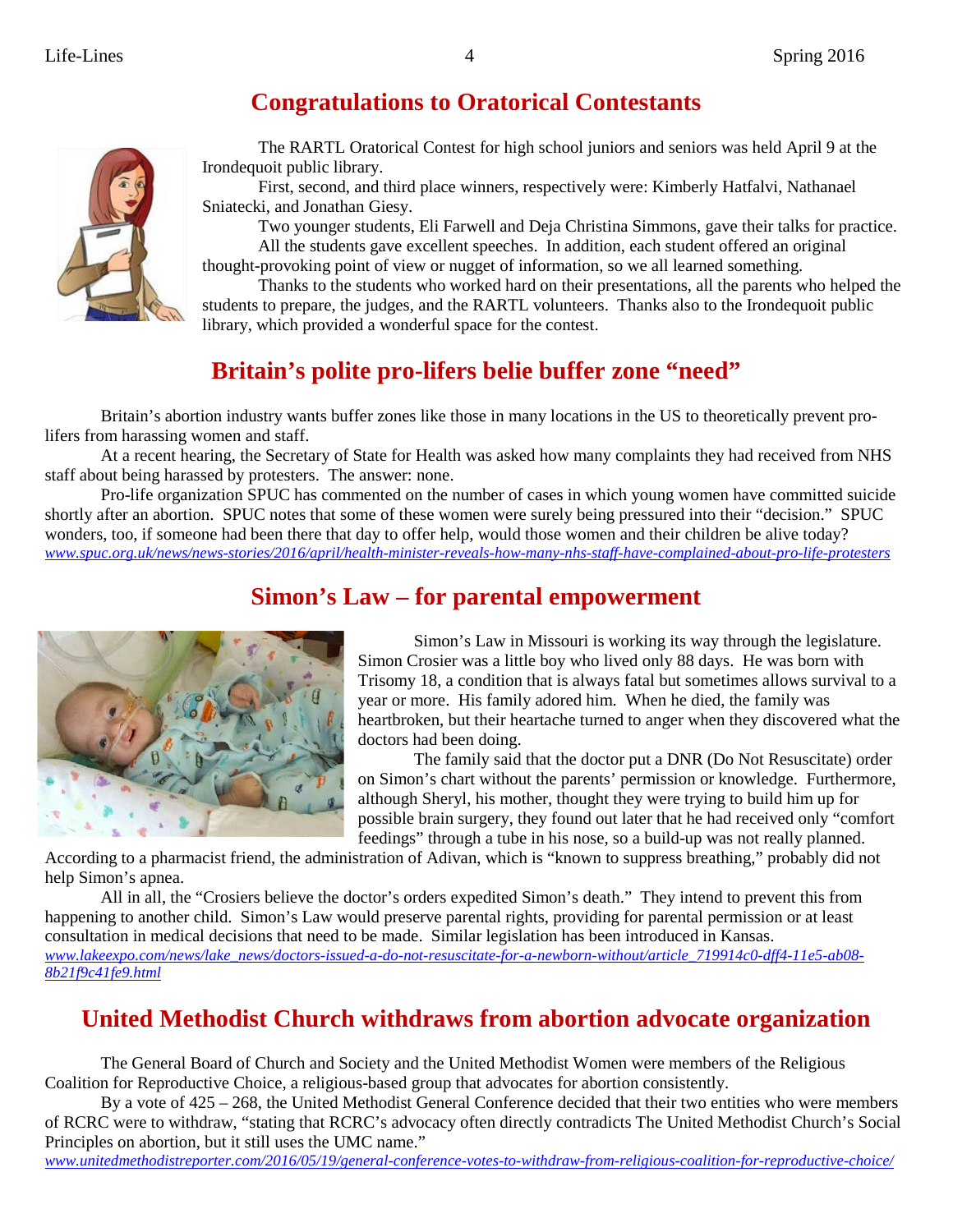## Congratulations to Oratorical Contestants

The RARTL Oratorical Contest for high school juniors and seniors was held April 9 at the Irondequoit public library.

First, second, and third place winners, respectively were: Kimberly Hatfalvi, Nathanael Sniatecki, and Jonathan Giesy.

Two younger students, Eli Farwell and Deja Christina Simmons, gave their talks for practice.

All the students gave excellent speeches. In addition, each student offered an original thought-provoking point of view or nugget of information, so we all learned something.

Thanks to the students who worked hard on their presentations, all the parents who helped the students to prepare, the judges, and the RARTL volunteers. Thanks also to the Irondequoit public library, which provided a wonderful space for the contest.

## Britain's polite pro-lifers belie buffer zone "need"

Britain's abortion industry wants buffer zones like those in many locations in the US to theoretically prevent pro-lifers from harassing women and staff.

At a recent hearing, the Secretary of State for Health was asked how many complaints they had received from NHS staff about being harassed by protesters. The answer: none.

Pro-life organization SPUC has commented on the number of cases in which young women have committed suicide shortly after an abortion. SPUC notes that some of these women were surely being pressured into their "decision." SPUC wonders, too, if someone had been there that day to offer help, would those women and their children be alive today?
*www.spuc.org.uk/news/news-stories/2016/april/health-minister-reveals-how-many-nhs-staff-have-complained-about-pro-life-protesters*

## Simon's Law – for parental empowerment

Simon's Law in Missouri is working its way through the legislature. Simon Crosier was a little boy who lived only 88 days. He was born with Trisomy 18, a condition that is always fatal but sometimes allows survival to a year or more. His family adored him. When he died, the family was heartbroken, but their heartache turned to anger when they discovered what the doctors had been doing.

The family said that the doctor put a DNR (Do Not Resuscitate) order on Simon's chart without the parents' permission or knowledge. Furthermore, although Sheryl, his mother, thought they were trying to build him up for possible brain surgery, they found out later that he had received only "comfort feedings" through a tube in his nose, so a build-up was not really planned. According to a pharmacist friend, the administration of Adivan, which is "known to suppress breathing," probably did not help Simon's apnea.

All in all, the "Crosiers believe the doctor's orders expedited Simon's death." They intend to prevent this from happening to another child. Simon's Law would preserve parental rights, providing for parental permission or at least consultation in medical decisions that need to be made. Similar legislation has been introduced in Kansas.
*www.lakeexpo.com/news/lake_news/doctors-issued-a-do-not-resuscitate-for-a-newborn-without/article_719914c0-dff4-11e5-ab08-8b21f9c41fe9.html*

## United Methodist Church withdraws from abortion advocate organization

The General Board of Church and Society and the United Methodist Women were members of the Religious Coalition for Reproductive Choice, a religious-based group that advocates for abortion consistently.

By a vote of 425 – 268, the United Methodist General Conference decided that their two entities who were members of RCRC were to withdraw, "stating that RCRC's advocacy often directly contradicts The United Methodist Church's Social Principles on abortion, but it still uses the UMC name."
*www.unitedmethodistreporter.com/2016/05/19/general-conference-votes-to-withdraw-from-religious-coalition-for-reproductive-choice/*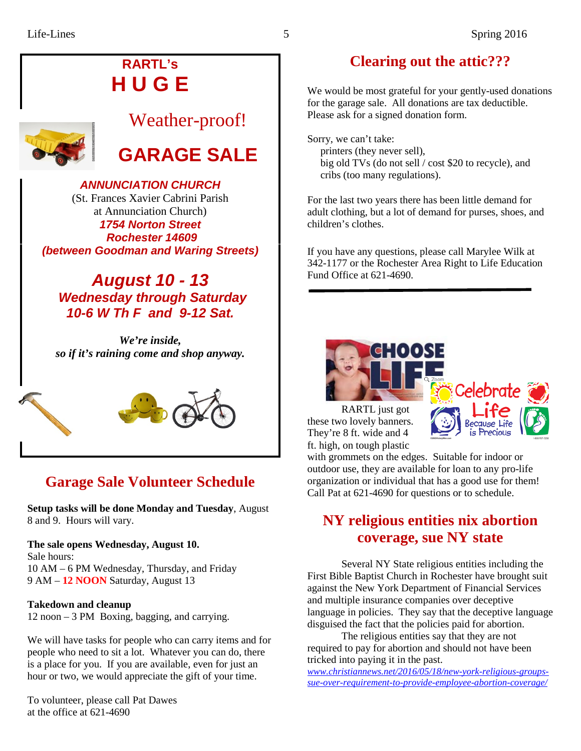## RARTL's
# H U G E

Weather-proof!

# GARAGE SALE

***ANNUNCIATION CHURCH***
(St. Frances Xavier Cabrini Parish
at Annunciation Church)
***1754 Norton Street***
***Rochester 14609***
***(between Goodman and Waring Streets)***

## *August 10 - 13*
***Wednesday through Saturday***
***10-6 W Th F and 9-12 Sat.***

***We're inside,***
***so if it's raining come and shop anyway.***

## Garage Sale Volunteer Schedule

**Setup tasks will be done Monday and Tuesday**, August 8 and 9. Hours will vary.

**The sale opens Wednesday, August 10.**
Sale hours:
10 AM – 6 PM Wednesday, Thursday, and Friday
9 AM – **12 NOON** Saturday, August 13

**Takedown and cleanup**
12 noon – 3 PM Boxing, bagging, and carrying.

We will have tasks for people who can carry items and for people who need to sit a lot. Whatever you can do, there is a place for you. If you are available, even for just an hour or two, we would appreciate the gift of your time.

To volunteer, please call Pat Dawes
at the office at 621-4690

## Clearing out the attic???

We would be most grateful for your gently-used donations for the garage sale. All donations are tax deductible. Please ask for a signed donation form.

Sorry, we can't take:
- printers (they never sell),
- big old TVs (do not sell / cost $20 to recycle), and
- cribs (too many regulations).

For the last two years there has been little demand for adult clothing, but a lot of demand for purses, shoes, and children's clothes.

If you have any questions, please call Marylee Wilk at 342-1177 or the Rochester Area Right to Life Education Fund Office at 621-4690.

---

RARTL just got these two lovely banners. They're 8 ft. wide and 4 ft. high, on tough plastic with grommets on the edges. Suitable for indoor or outdoor use, they are available for loan to any pro-life organization or individual that has a good use for them! Call Pat at 621-4690 for questions or to schedule.

## NY religious entities nix abortion coverage, sue NY state

Several NY State religious entities including the First Bible Baptist Church in Rochester have brought suit against the New York Department of Financial Services and multiple insurance companies over deceptive language in policies. They say that the deceptive language disguised the fact that the policies paid for abortion.

The religious entities say that they are not required to pay for abortion and should not have been tricked into paying it in the past.
*www.christiannews.net/2016/05/18/new-york-religious-groups-sue-over-requirement-to-provide-employee-abortion-coverage/*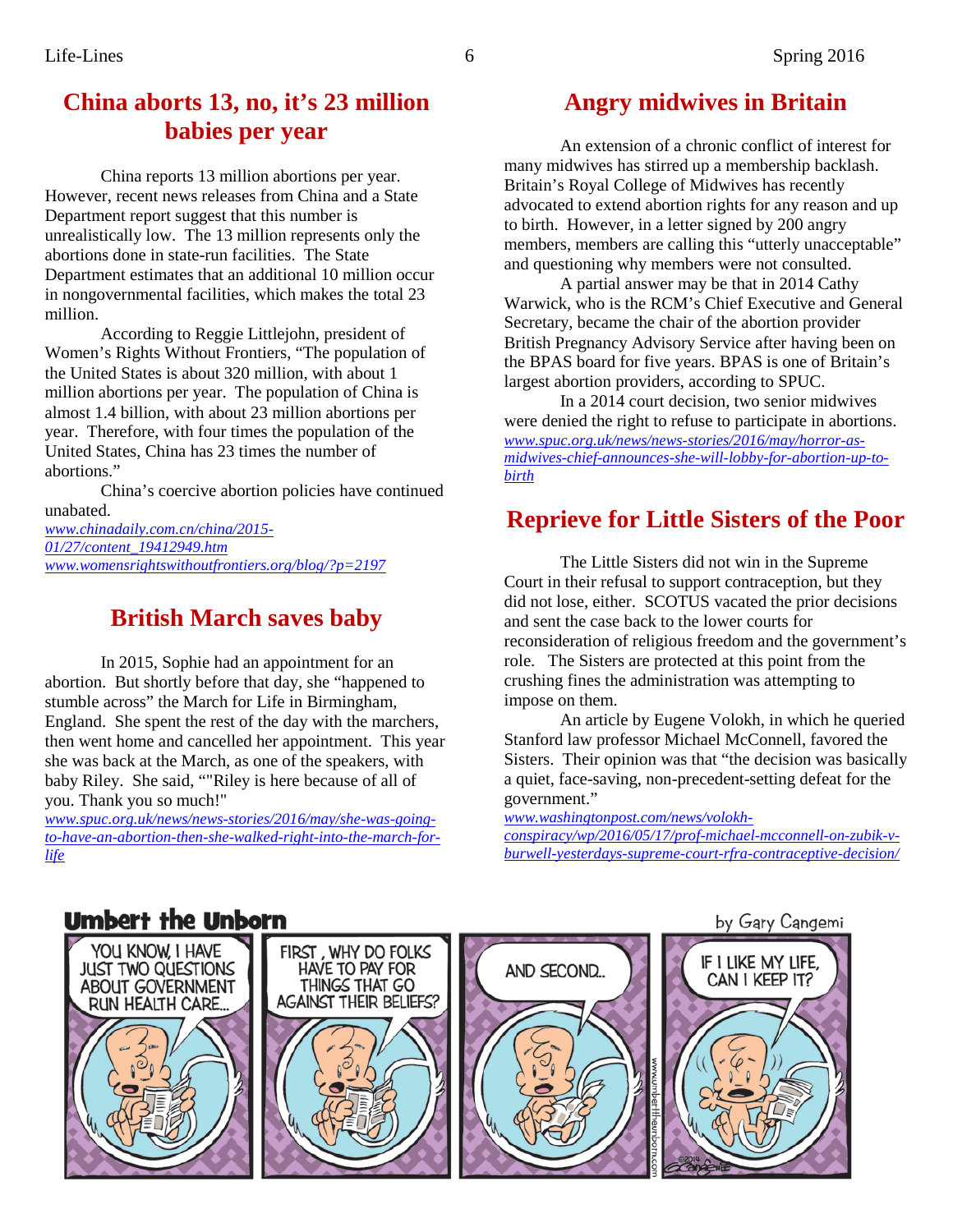## China aborts 13, no, it's 23 million babies per year

China reports 13 million abortions per year. However, recent news releases from China and a State Department report suggest that this number is unrealistically low. The 13 million represents only the abortions done in state-run facilities. The State Department estimates that an additional 10 million occur in nongovernmental facilities, which makes the total 23 million.

According to Reggie Littlejohn, president of Women's Rights Without Frontiers, "The population of the United States is about 320 million, with about 1 million abortions per year. The population of China is almost 1.4 billion, with about 23 million abortions per year. Therefore, with four times the population of the United States, China has 23 times the number of abortions."

China's coercive abortion policies have continued unabated.

*www.chinadaily.com.cn/china/2015-01/27/content_19412949.htm*
*www.womensrightswithoutfrontiers.org/blog/?p=2197*

## British March saves baby

In 2015, Sophie had an appointment for an abortion. But shortly before that day, she "happened to stumble across" the March for Life in Birmingham, England. She spent the rest of the day with the marchers, then went home and cancelled her appointment. This year she was back at the March, as one of the speakers, with baby Riley. She said, ""Riley is here because of all of you. Thank you so much!"

*www.spuc.org.uk/news/news-stories/2016/may/she-was-going-to-have-an-abortion-then-she-walked-right-into-the-march-for-life*

## Angry midwives in Britain

An extension of a chronic conflict of interest for many midwives has stirred up a membership backlash. Britain's Royal College of Midwives has recently advocated to extend abortion rights for any reason and up to birth. However, in a letter signed by 200 angry members, members are calling this "utterly unacceptable" and questioning why members were not consulted.

A partial answer may be that in 2014 Cathy Warwick, who is the RCM's Chief Executive and General Secretary, became the chair of the abortion provider British Pregnancy Advisory Service after having been on the BPAS board for five years. BPAS is one of Britain's largest abortion providers, according to SPUC.

In a 2014 court decision, two senior midwives were denied the right to refuse to participate in abortions.

*www.spuc.org.uk/news/news-stories/2016/may/horror-as-midwives-chief-announces-she-will-lobby-for-abortion-up-to-birth*

## Reprieve for Little Sisters of the Poor

The Little Sisters did not win in the Supreme Court in their refusal to support contraception, but they did not lose, either. SCOTUS vacated the prior decisions and sent the case back to the lower courts for reconsideration of religious freedom and the government's role. The Sisters are protected at this point from the crushing fines the administration was attempting to impose on them.

An article by Eugene Volokh, in which he queried Stanford law professor Michael McConnell, favored the Sisters. Their opinion was that "the decision was basically a quiet, face-saving, non-precedent-setting defeat for the government."

*www.washingtonpost.com/news/volokh-conspiracy/wp/2016/05/17/prof-michael-mcconnell-on-zubik-v-burwell-yesterdays-supreme-court-rfra-contraceptive-decision/*

**Umbert the Unborn** by Gary Cangemi

YOU KNOW, I HAVE JUST TWO QUESTIONS ABOUT GOVERNMENT RUN HEALTH CARE...

FIRST, WHY DO FOLKS HAVE TO PAY FOR THINGS THAT GO AGAINST THEIR BELIEFS?

AND SECOND...

IF I LIKE MY LIFE, CAN I KEEP IT?

www.umbertheunborn.com ©2014 Cangemi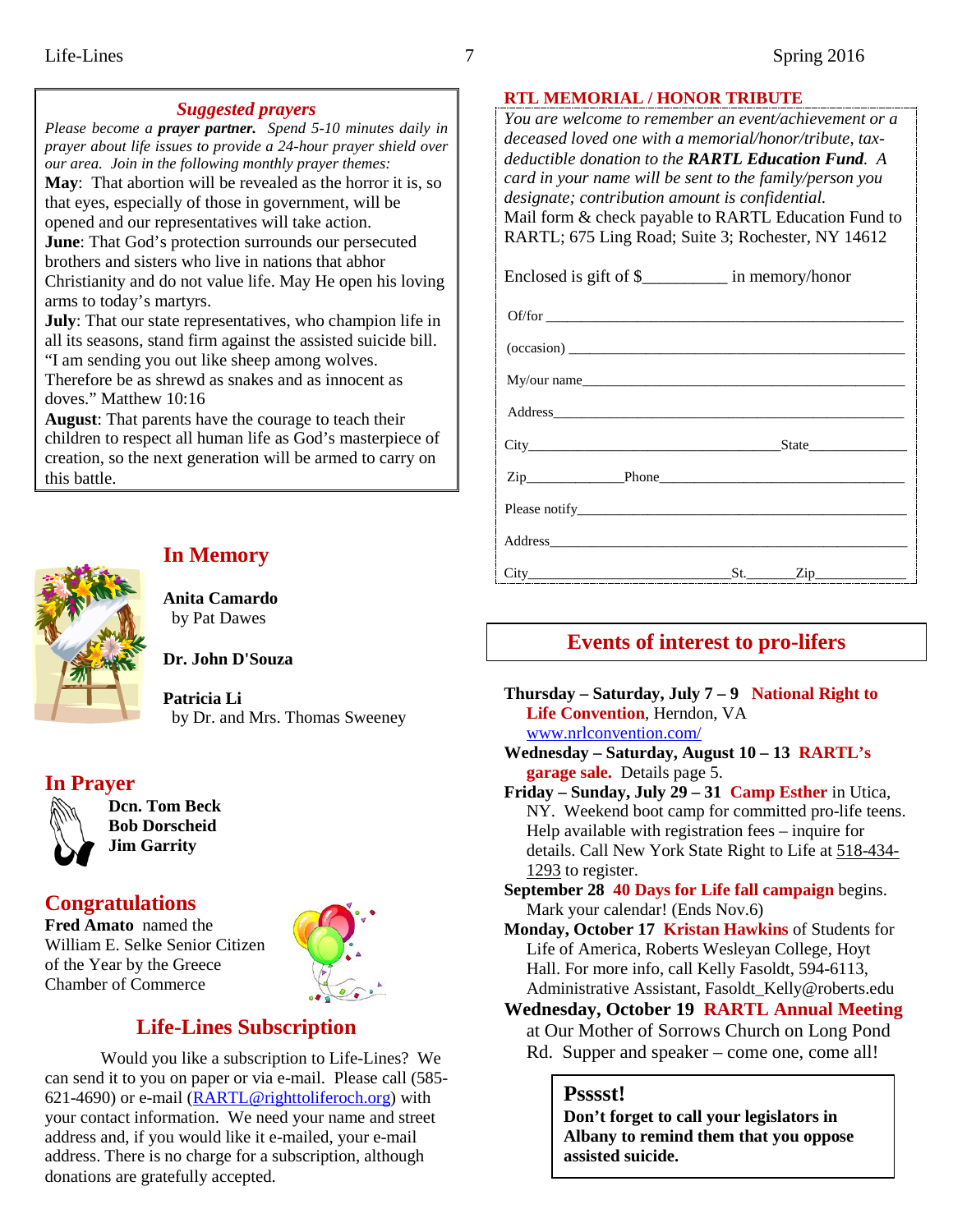## *Suggested prayers*

*Please become a **prayer partner**. Spend 5-10 minutes daily in prayer about life issues to provide a 24-hour prayer shield over our area. Join in the following monthly prayer themes:*

**May**: That abortion will be revealed as the horror it is, so that eyes, especially of those in government, will be opened and our representatives will take action.

**June**: That God's protection surrounds our persecuted brothers and sisters who live in nations that abhor Christianity and do not value life. May He open his loving arms to today's martyrs.

**July**: That our state representatives, who champion life in all its seasons, stand firm against the assisted suicide bill. "I am sending you out like sheep among wolves. Therefore be as shrewd as snakes and as innocent as doves." Matthew 10:16

**August**: That parents have the courage to teach their children to respect all human life as God's masterpiece of creation, so the next generation will be armed to carry on this battle.

## In Memory

**Anita Camardo**
by Pat Dawes

**Dr. John D'Souza**

**Patricia Li**
by Dr. and Mrs. Thomas Sweeney

## In Prayer

**Dcn. Tom Beck**
**Bob Dorscheid**
**Jim Garrity**

## Congratulations

**Fred Amato** named the William E. Selke Senior Citizen of the Year by the Greece Chamber of Commerce

## Life-Lines Subscription

Would you like a subscription to Life-Lines? We can send it to you on paper or via e-mail. Please call (585-621-4690) or e-mail (RARTL@righttoliferoch.org) with your contact information. We need your name and street address and, if you would like it e-mailed, your e-mail address. There is no charge for a subscription, although donations are gratefully accepted.

## RTL MEMORIAL / HONOR TRIBUTE

*You are welcome to remember an event/achievement or a deceased loved one with a memorial/honor/tribute, tax-deductible donation to the **RARTL Education Fund**. A card in your name will be sent to the family/person you designate; contribution amount is confidential.*

Mail form & check payable to RARTL Education Fund to RARTL; 675 Ling Road; Suite 3; Rochester, NY 14612

Enclosed is gift of $__________ in memory/honor

Of/for ______________________________________________

(occasion) ___________________________________________

My/our name__________________________________________

Address______________________________________________

City_________________________________State_____________

Zip_____________Phone_________________________________

Please notify__________________________________________

Address______________________________________________

City___________________________St._______Zip____________

## Events of interest to pro-lifers

**Thursday – Saturday, July 7 – 9** **National Right to Life Convention**, Herndon, VA www.nrlconvention.com/

**Wednesday – Saturday, August 10 – 13** **RARTL's garage sale.** Details page 5.

**Friday – Sunday, July 29 – 31** **Camp Esther** in Utica, NY. Weekend boot camp for committed pro-life teens. Help available with registration fees – inquire for details. Call New York State Right to Life at 518-434-1293 to register.

**September 28** **40 Days for Life fall campaign** begins. Mark your calendar! (Ends Nov.6)

**Monday, October 17** **Kristan Hawkins** of Students for Life of America, Roberts Wesleyan College, Hoyt Hall. For more info, call Kelly Fasoldt, 594-6113, Administrative Assistant, Fasoldt_Kelly@roberts.edu

**Wednesday, October 19** **RARTL Annual Meeting** at Our Mother of Sorrows Church on Long Pond Rd. Supper and speaker – come one, come all!

**Psssst!**
**Don't forget to call your legislators in Albany to remind them that you oppose assisted suicide.**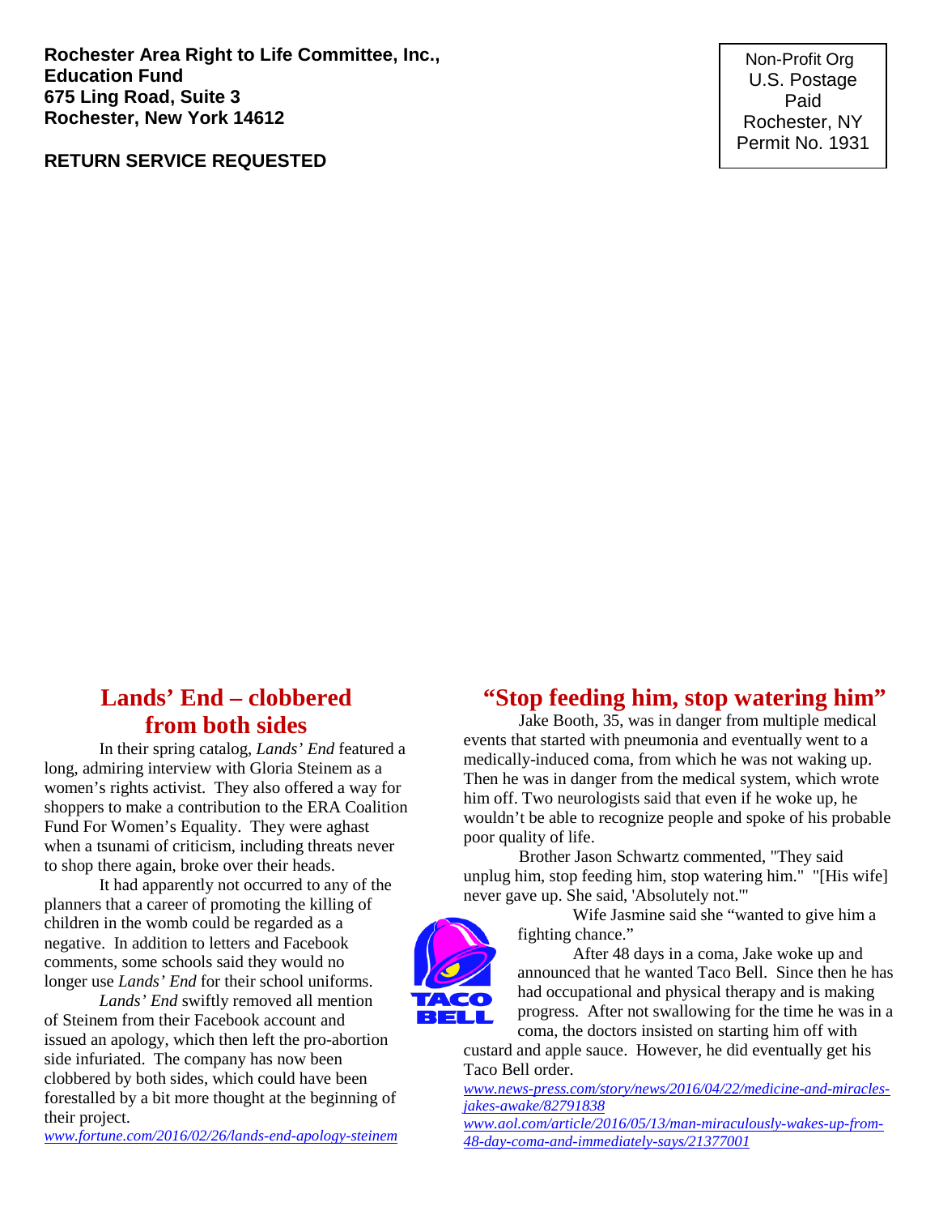**Rochester Area Right to Life Committee, Inc.,**
**Education Fund**
**675 Ling Road, Suite 3**
**Rochester, New York 14612**

**RETURN SERVICE REQUESTED**

Non-Profit Org
U.S. Postage
Paid
Rochester, NY
Permit No. 1931

## Lands' End – clobbered from both sides

In their spring catalog, *Lands' End* featured a long, admiring interview with Gloria Steinem as a women's rights activist. They also offered a way for shoppers to make a contribution to the ERA Coalition Fund For Women's Equality. They were aghast when a tsunami of criticism, including threats never to shop there again, broke over their heads.

It had apparently not occurred to any of the planners that a career of promoting the killing of children in the womb could be regarded as a negative. In addition to letters and Facebook comments, some schools said they would no longer use *Lands' End* for their school uniforms.

*Lands' End* swiftly removed all mention of Steinem from their Facebook account and issued an apology, which then left the pro-abortion side infuriated. The company has now been clobbered by both sides, which could have been forestalled by a bit more thought at the beginning of their project.

*www.fortune.com/2016/02/26/lands-end-apology-steinem*

## "Stop feeding him, stop watering him"

Jake Booth, 35, was in danger from multiple medical events that started with pneumonia and eventually went to a medically-induced coma, from which he was not waking up. Then he was in danger from the medical system, which wrote him off. Two neurologists said that even if he woke up, he wouldn't be able to recognize people and spoke of his probable poor quality of life.

Brother Jason Schwartz commented, "They said unplug him, stop feeding him, stop watering him." "[His wife] never gave up. She said, 'Absolutely not.'"

Wife Jasmine said she "wanted to give him a fighting chance."

After 48 days in a coma, Jake woke up and announced that he wanted Taco Bell. Since then he has had occupational and physical therapy and is making progress. After not swallowing for the time he was in a coma, the doctors insisted on starting him off with custard and apple sauce. However, he did eventually get his Taco Bell order.

*www.news-press.com/story/news/2016/04/22/medicine-and-miracles-jakes-awake/82791838*
*www.aol.com/article/2016/05/13/man-miraculously-wakes-up-from-48-day-coma-and-immediately-says/21377001*